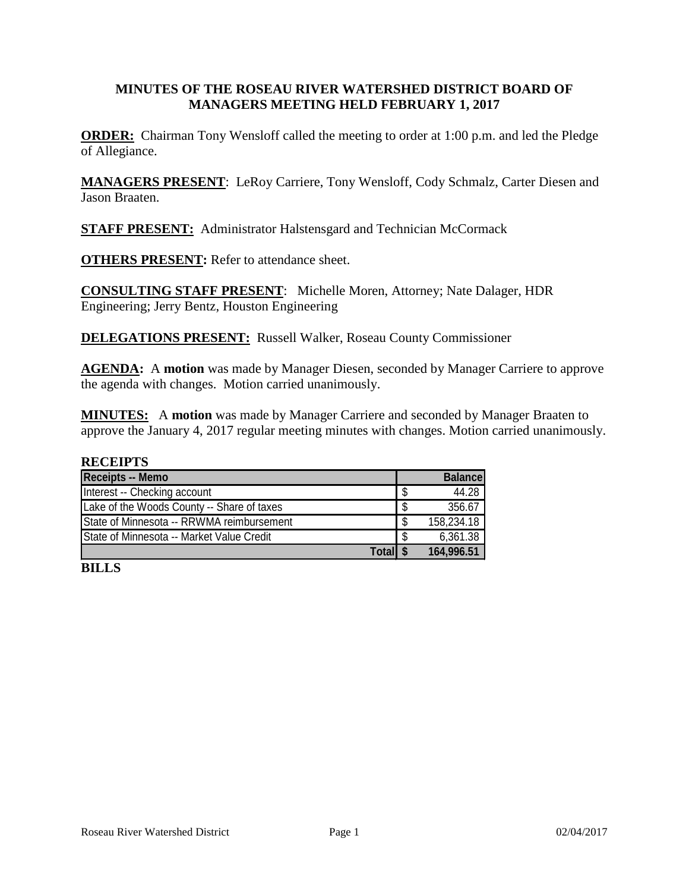# MINUTES OF THE ROSEAU RIVER WATERSHED DISTRICT BOARD OF MANAGERS MEETING HELD FEBRUARY 1, 2017

**ORDER:** Chairman Tony Wensloff called the meeting to order at 1:00 p.m. and led the Pledge of Allegiance.

**MANAGERS PRESENT**: LeRoy Carriere, Tony Wensloff, Cody Schmalz, Carter Diesen and Jason Braaten.

**STAFF PRESENT:** Administrator Halstensgard and Technician McCormack

**OTHERS PRESENT:** Refer to attendance sheet.

**CONSULTING STAFF PRESENT**: Michelle Moren, Attorney; Nate Dalager, HDR Engineering; Jerry Bentz, Houston Engineering

**DELEGATIONS PRESENT:** Russell Walker, Roseau County Commissioner

**AGENDA:** A **motion** was made by Manager Diesen, seconded by Manager Carriere to approve the agenda with changes. Motion carried unanimously.

**MINUTES:** A **motion** was made by Manager Carriere and seconded by Manager Braaten to approve the January 4, 2017 regular meeting minutes with changes. Motion carried unanimously.

**RECEIPTS**

| Receipts -- Memo | Balance |
|---|---|
| Interest -- Checking account | $ 44.28 |
| Lake of the Woods County -- Share of taxes | $ 356.67 |
| State of Minnesota -- RRWMA reimbursement | $ 158,234.18 |
| State of Minnesota -- Market Value Credit | $ 6,361.38 |
| **Total** | **$ 164,996.51** |

**BILLS**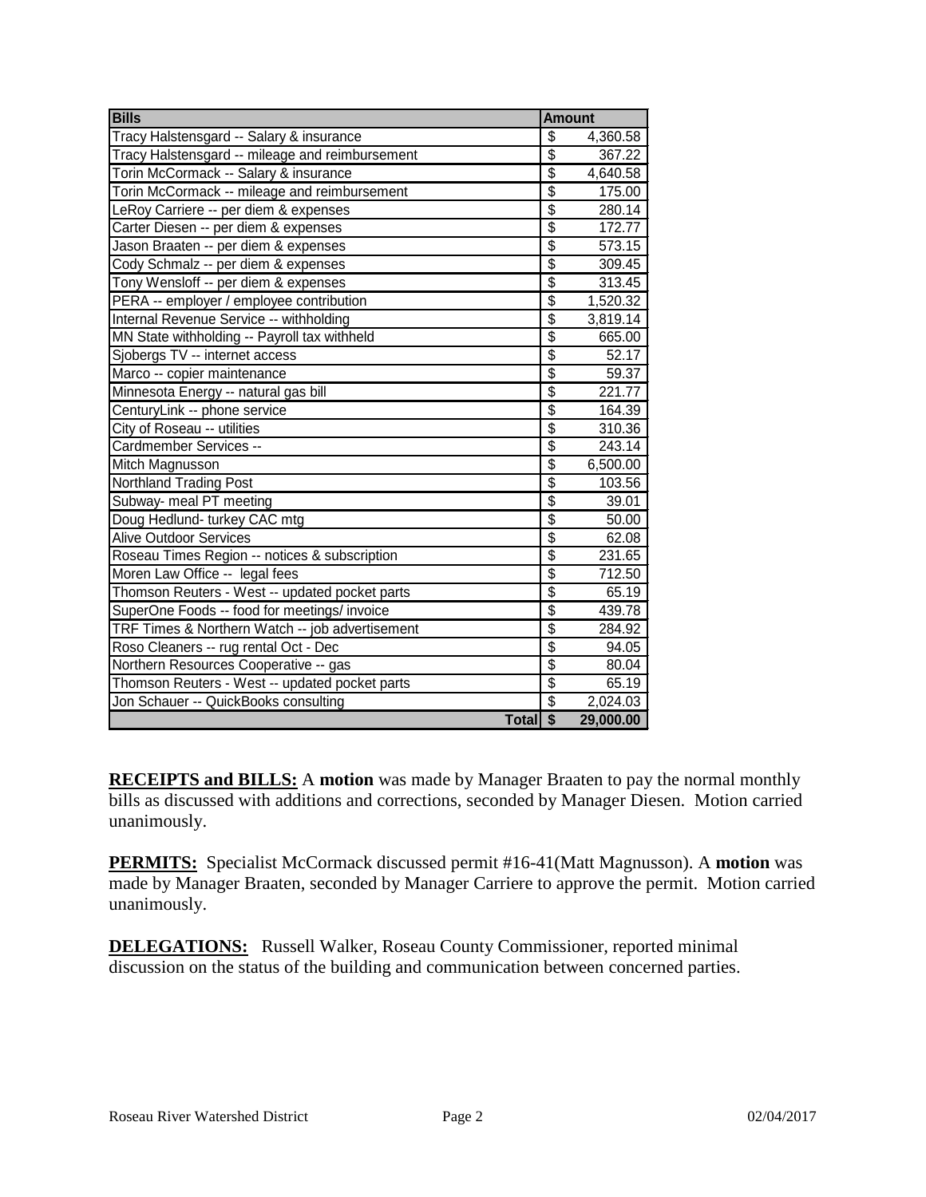| Bills | Amount |
|---|---|
| Tracy Halstensgard -- Salary & insurance | $ 4,360.58 |
| Tracy Halstensgard -- mileage and reimbursement | $ 367.22 |
| Torin McCormack -- Salary & insurance | $ 4,640.58 |
| Torin McCormack -- mileage and reimbursement | $ 175.00 |
| LeRoy Carriere -- per diem & expenses | $ 280.14 |
| Carter Diesen -- per diem & expenses | $ 172.77 |
| Jason Braaten -- per diem & expenses | $ 573.15 |
| Cody Schmalz -- per diem & expenses | $ 309.45 |
| Tony Wensloff -- per diem & expenses | $ 313.45 |
| PERA -- employer / employee contribution | $ 1,520.32 |
| Internal Revenue Service -- withholding | $ 3,819.14 |
| MN State withholding -- Payroll tax withheld | $ 665.00 |
| Sjobergs TV -- internet access | $ 52.17 |
| Marco -- copier maintenance | $ 59.37 |
| Minnesota Energy -- natural gas bill | $ 221.77 |
| CenturyLink -- phone service | $ 164.39 |
| City of Roseau -- utilities | $ 310.36 |
| Cardmember Services -- | $ 243.14 |
| Mitch Magnusson | $ 6,500.00 |
| Northland Trading Post | $ 103.56 |
| Subway- meal PT meeting | $ 39.01 |
| Doug Hedlund- turkey CAC mtg | $ 50.00 |
| Alive Outdoor Services | $ 62.08 |
| Roseau Times Region -- notices & subscription | $ 231.65 |
| Moren Law Office -- legal fees | $ 712.50 |
| Thomson Reuters - West -- updated pocket parts | $ 65.19 |
| SuperOne Foods -- food for meetings/ invoice | $ 439.78 |
| TRF Times & Northern Watch -- job advertisement | $ 284.92 |
| Roso Cleaners -- rug rental Oct - Dec | $ 94.05 |
| Northern Resources Cooperative -- gas | $ 80.04 |
| Thomson Reuters - West -- updated pocket parts | $ 65.19 |
| Jon Schauer -- QuickBooks consulting | $ 2,024.03 |
| **Total** | **$ 29,000.00** |

**RECEIPTS and BILLS:** A **motion** was made by Manager Braaten to pay the normal monthly bills as discussed with additions and corrections, seconded by Manager Diesen. Motion carried unanimously.

**PERMITS:** Specialist McCormack discussed permit #16-41(Matt Magnusson). A **motion** was made by Manager Braaten, seconded by Manager Carriere to approve the permit. Motion carried unanimously.

**DELEGATIONS:** Russell Walker, Roseau County Commissioner, reported minimal discussion on the status of the building and communication between concerned parties.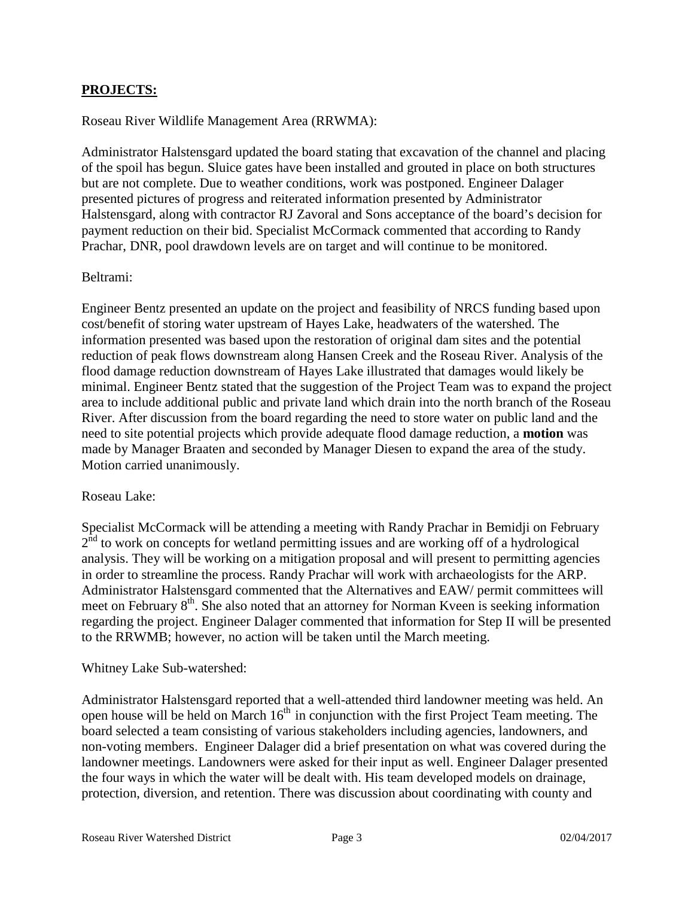## **PROJECTS:**

Roseau River Wildlife Management Area (RRWMA):

Administrator Halstensgard updated the board stating that excavation of the channel and placing of the spoil has begun. Sluice gates have been installed and grouted in place on both structures but are not complete. Due to weather conditions, work was postponed. Engineer Dalager presented pictures of progress and reiterated information presented by Administrator Halstensgard, along with contractor RJ Zavoral and Sons acceptance of the board's decision for payment reduction on their bid. Specialist McCormack commented that according to Randy Prachar, DNR, pool drawdown levels are on target and will continue to be monitored.

Beltrami:

Engineer Bentz presented an update on the project and feasibility of NRCS funding based upon cost/benefit of storing water upstream of Hayes Lake, headwaters of the watershed. The information presented was based upon the restoration of original dam sites and the potential reduction of peak flows downstream along Hansen Creek and the Roseau River. Analysis of the flood damage reduction downstream of Hayes Lake illustrated that damages would likely be minimal. Engineer Bentz stated that the suggestion of the Project Team was to expand the project area to include additional public and private land which drain into the north branch of the Roseau River. After discussion from the board regarding the need to store water on public land and the need to site potential projects which provide adequate flood damage reduction, a **motion** was made by Manager Braaten and seconded by Manager Diesen to expand the area of the study. Motion carried unanimously.

Roseau Lake:

Specialist McCormack will be attending a meeting with Randy Prachar in Bemidji on February 2nd to work on concepts for wetland permitting issues and are working off of a hydrological analysis. They will be working on a mitigation proposal and will present to permitting agencies in order to streamline the process. Randy Prachar will work with archaeologists for the ARP. Administrator Halstensgard commented that the Alternatives and EAW/ permit committees will meet on February 8th. She also noted that an attorney for Norman Kveen is seeking information regarding the project. Engineer Dalager commented that information for Step II will be presented to the RRWMB; however, no action will be taken until the March meeting.

Whitney Lake Sub-watershed:

Administrator Halstensgard reported that a well-attended third landowner meeting was held. An open house will be held on March 16th in conjunction with the first Project Team meeting. The board selected a team consisting of various stakeholders including agencies, landowners, and non-voting members. Engineer Dalager did a brief presentation on what was covered during the landowner meetings. Landowners were asked for their input as well. Engineer Dalager presented the four ways in which the water will be dealt with. His team developed models on drainage, protection, diversion, and retention. There was discussion about coordinating with county and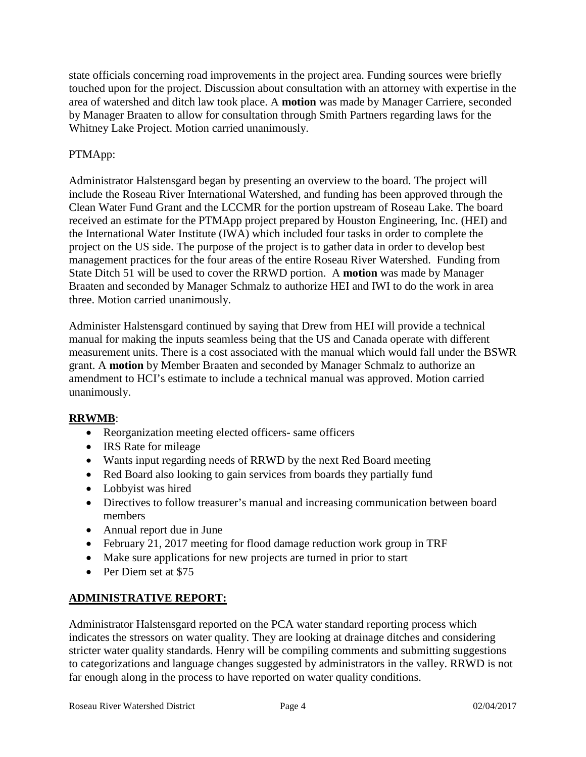state officials concerning road improvements in the project area. Funding sources were briefly touched upon for the project. Discussion about consultation with an attorney with expertise in the area of watershed and ditch law took place. A **motion** was made by Manager Carriere, seconded by Manager Braaten to allow for consultation through Smith Partners regarding laws for the Whitney Lake Project. Motion carried unanimously.

PTMApp:

Administrator Halstensgard began by presenting an overview to the board. The project will include the Roseau River International Watershed, and funding has been approved through the Clean Water Fund Grant and the LCCMR for the portion upstream of Roseau Lake. The board received an estimate for the PTMApp project prepared by Houston Engineering, Inc. (HEI) and the International Water Institute (IWA) which included four tasks in order to complete the project on the US side. The purpose of the project is to gather data in order to develop best management practices for the four areas of the entire Roseau River Watershed. Funding from State Ditch 51 will be used to cover the RRWD portion. A **motion** was made by Manager Braaten and seconded by Manager Schmalz to authorize HEI and IWI to do the work in area three. Motion carried unanimously.

Administer Halstensgard continued by saying that Drew from HEI will provide a technical manual for making the inputs seamless being that the US and Canada operate with different measurement units. There is a cost associated with the manual which would fall under the BSWR grant. A **motion** by Member Braaten and seconded by Manager Schmalz to authorize an amendment to HCI's estimate to include a technical manual was approved. Motion carried unanimously.

**RRWMB**:

- Reorganization meeting elected officers- same officers
- IRS Rate for mileage
- Wants input regarding needs of RRWD by the next Red Board meeting
- Red Board also looking to gain services from boards they partially fund
- Lobbyist was hired
- Directives to follow treasurer's manual and increasing communication between board members
- Annual report due in June
- February 21, 2017 meeting for flood damage reduction work group in TRF
- Make sure applications for new projects are turned in prior to start
- Per Diem set at $75

## ADMINISTRATIVE REPORT:

Administrator Halstensgard reported on the PCA water standard reporting process which indicates the stressors on water quality. They are looking at drainage ditches and considering stricter water quality standards. Henry will be compiling comments and submitting suggestions to categorizations and language changes suggested by administrators in the valley. RRWD is not far enough along in the process to have reported on water quality conditions.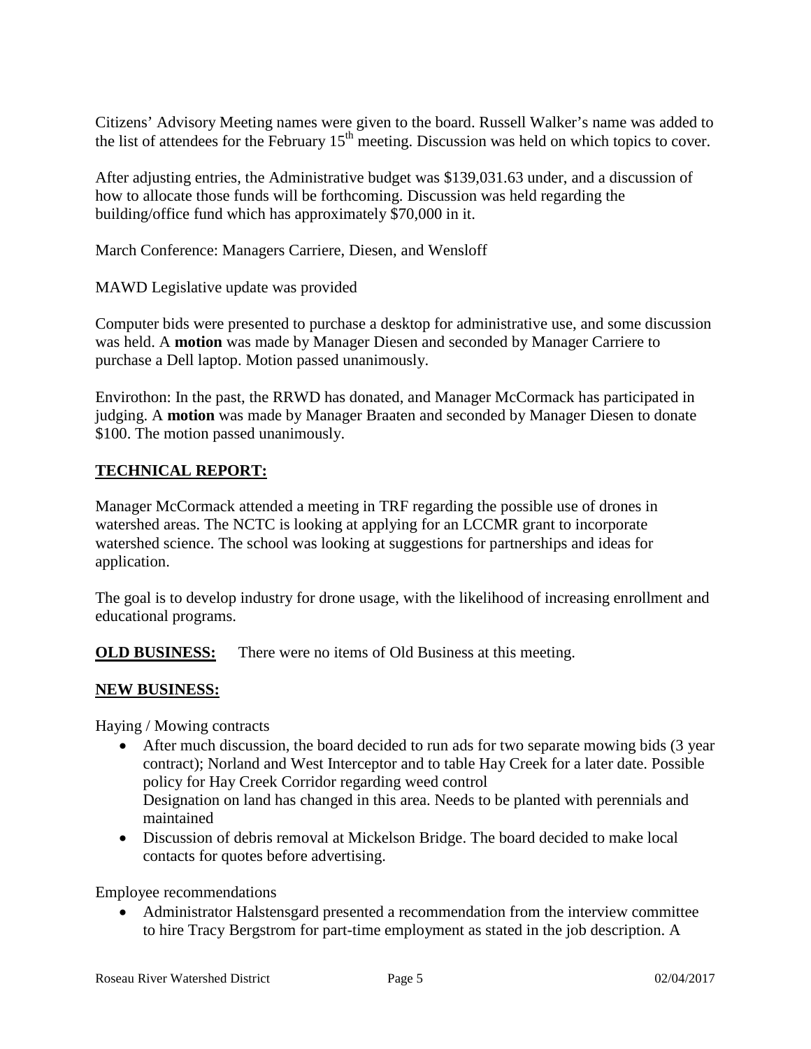Citizens' Advisory Meeting names were given to the board. Russell Walker's name was added to the list of attendees for the February 15th meeting. Discussion was held on which topics to cover.

After adjusting entries, the Administrative budget was $139,031.63 under, and a discussion of how to allocate those funds will be forthcoming. Discussion was held regarding the building/office fund which has approximately $70,000 in it.

March Conference: Managers Carriere, Diesen, and Wensloff

MAWD Legislative update was provided

Computer bids were presented to purchase a desktop for administrative use, and some discussion was held. A **motion** was made by Manager Diesen and seconded by Manager Carriere to purchase a Dell laptop. Motion passed unanimously.

Envirothon: In the past, the RRWD has donated, and Manager McCormack has participated in judging. A **motion** was made by Manager Braaten and seconded by Manager Diesen to donate $100. The motion passed unanimously.

**TECHNICAL REPORT:**

Manager McCormack attended a meeting in TRF regarding the possible use of drones in watershed areas. The NCTC is looking at applying for an LCCMR grant to incorporate watershed science. The school was looking at suggestions for partnerships and ideas for application.

The goal is to develop industry for drone usage, with the likelihood of increasing enrollment and educational programs.

**OLD BUSINESS:** There were no items of Old Business at this meeting.

**NEW BUSINESS:**

Haying / Mowing contracts

- After much discussion, the board decided to run ads for two separate mowing bids (3 year contract); Norland and West Interceptor and to table Hay Creek for a later date. Possible policy for Hay Creek Corridor regarding weed control
  Designation on land has changed in this area. Needs to be planted with perennials and maintained
- Discussion of debris removal at Mickelson Bridge. The board decided to make local contacts for quotes before advertising.

Employee recommendations

- Administrator Halstensgard presented a recommendation from the interview committee to hire Tracy Bergstrom for part-time employment as stated in the job description. A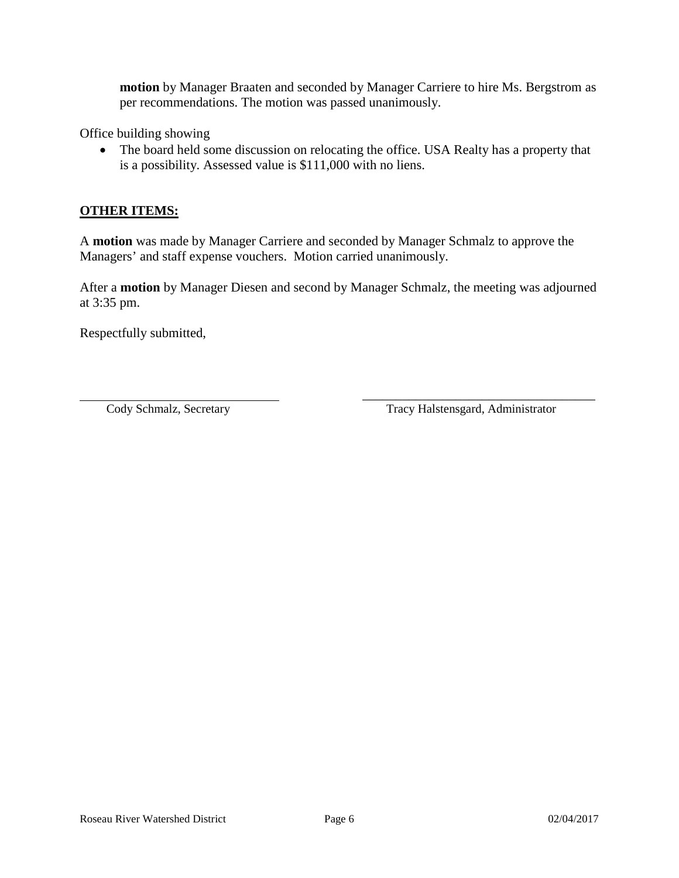**motion** by Manager Braaten and seconded by Manager Carriere to hire Ms. Bergstrom as per recommendations. The motion was passed unanimously.

Office building showing

- The board held some discussion on relocating the office. USA Realty has a property that is a possibility. Assessed value is $111,000 with no liens.

## **OTHER ITEMS:**

A **motion** was made by Manager Carriere and seconded by Manager Schmalz to approve the Managers' and staff expense vouchers. Motion carried unanimously.

After a **motion** by Manager Diesen and second by Manager Schmalz, the meeting was adjourned at 3:35 pm.

Respectfully submitted,

\_\_\_\_\_\_\_\_\_\_\_\_\_\_\_\_\_\_\_\_\_\_\_\_\_\_\_\_\_\_
Cody Schmalz, Secretary

\_\_\_\_\_\_\_\_\_\_\_\_\_\_\_\_\_\_\_\_\_\_\_\_\_\_\_\_\_\_
Tracy Halstensgard, Administrator